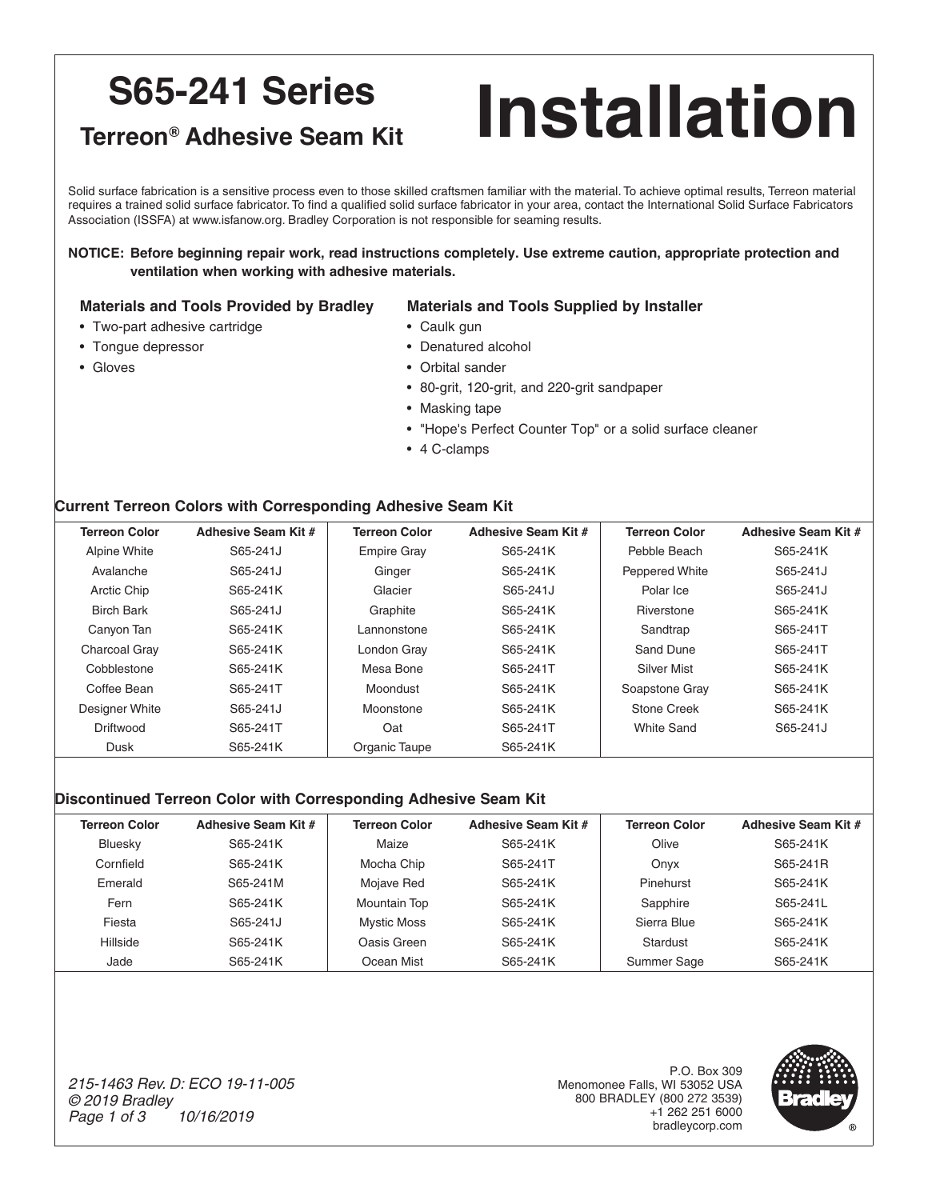# S65-241 Series

## Terreon® Adhesive Seam Kit

# Installation

Solid surface fabrication is a sensitive process even to those skilled craftsmen familiar with the material. To achieve optimal results, Terreon material requires a trained solid surface fabricator. To find a qualified solid surface fabricator in your area, contact the International Solid Surface Fabricators Association (ISSFA) at www.isfanow.org. Bradley Corporation is not responsible for seaming results.

**NOTICE: Before beginning repair work, read instructions completely. Use extreme caution, appropriate protection and ventilation when working with adhesive materials.**

### Materials and Tools Provided by Bradley

- Two-part adhesive cartridge
- Tongue depressor
- Gloves

### Materials and Tools Supplied by Installer

- Caulk gun
- Denatured alcohol
- Orbital sander
- 80-grit, 120-grit, and 220-grit sandpaper
- Masking tape
- "Hope's Perfect Counter Top" or a solid surface cleaner
- 4 C-clamps

### Current Terreon Colors with Corresponding Adhesive Seam Kit

| Terreon Color | Adhesive Seam Kit # | Terreon Color | Adhesive Seam Kit # | Terreon Color | Adhesive Seam Kit # |
|---|---|---|---|---|---|
| Alpine White | S65-241J | Empire Gray | S65-241K | Pebble Beach | S65-241K |
| Avalanche | S65-241J | Ginger | S65-241K | Peppered White | S65-241J |
| Arctic Chip | S65-241K | Glacier | S65-241J | Polar Ice | S65-241J |
| Birch Bark | S65-241J | Graphite | S65-241K | Riverstone | S65-241K |
| Canyon Tan | S65-241K | Lannonstone | S65-241K | Sandtrap | S65-241T |
| Charcoal Gray | S65-241K | London Gray | S65-241K | Sand Dune | S65-241T |
| Cobblestone | S65-241K | Mesa Bone | S65-241T | Silver Mist | S65-241K |
| Coffee Bean | S65-241T | Moondust | S65-241K | Soapstone Gray | S65-241K |
| Designer White | S65-241J | Moonstone | S65-241K | Stone Creek | S65-241K |
| Driftwood | S65-241T | Oat | S65-241T | White Sand | S65-241J |
| Dusk | S65-241K | Organic Taupe | S65-241K | | |

### Discontinued Terreon Color with Corresponding Adhesive Seam Kit

| Terreon Color | Adhesive Seam Kit # | Terreon Color | Adhesive Seam Kit # | Terreon Color | Adhesive Seam Kit # |
|---|---|---|---|---|---|
| Bluesky | S65-241K | Maize | S65-241K | Olive | S65-241K |
| Cornfield | S65-241K | Mocha Chip | S65-241T | Onyx | S65-241R |
| Emerald | S65-241M | Mojave Red | S65-241K | Pinehurst | S65-241K |
| Fern | S65-241K | Mountain Top | S65-241K | Sapphire | S65-241L |
| Fiesta | S65-241J | Mystic Moss | S65-241K | Sierra Blue | S65-241K |
| Hillside | S65-241K | Oasis Green | S65-241K | Stardust | S65-241K |
| Jade | S65-241K | Ocean Mist | S65-241K | Summer Sage | S65-241K |

*215-1463 Rev. D: ECO 19-11-005*
*© 2019 Bradley*
*10/16/2019*

P.O. Box 309
Menomonee Falls, WI 53052 USA
800 BRADLEY (800 272 3539)
+1 262 251 6000
bradleycorp.com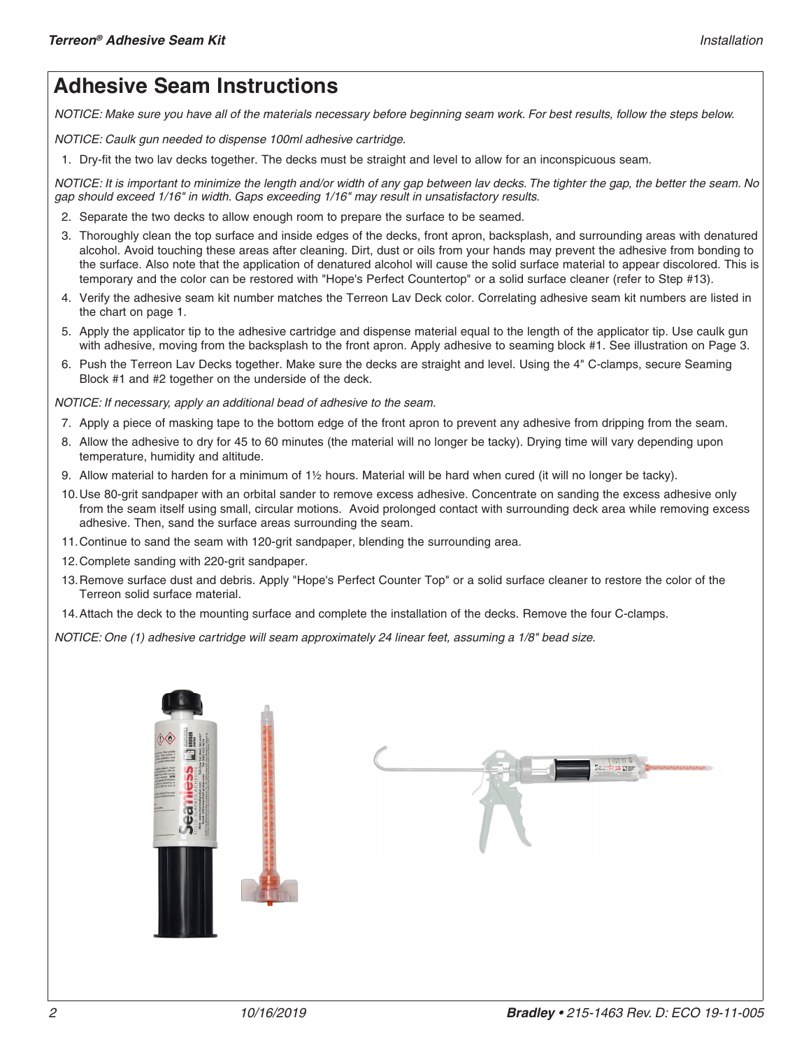## Adhesive Seam Instructions

*NOTICE: Make sure you have all of the materials necessary before beginning seam work. For best results, follow the steps below.*

*NOTICE: Caulk gun needed to dispense 100ml adhesive cartridge.*

1. Dry-fit the two lav decks together. The decks must be straight and level to allow for an inconspicuous seam.

*NOTICE: It is important to minimize the length and/or width of any gap between lav decks. The tighter the gap, the better the seam. No gap should exceed 1/16" in width. Gaps exceeding 1/16" may result in unsatisfactory results.*

2. Separate the two decks to allow enough room to prepare the surface to be seamed.
3. Thoroughly clean the top surface and inside edges of the decks, front apron, backsplash, and surrounding areas with denatured alcohol. Avoid touching these areas after cleaning. Dirt, dust or oils from your hands may prevent the adhesive from bonding to the surface. Also note that the application of denatured alcohol will cause the solid surface material to appear discolored. This is temporary and the color can be restored with "Hope's Perfect Countertop" or a solid surface cleaner (refer to Step #13).
4. Verify the adhesive seam kit number matches the Terreon Lav Deck color. Correlating adhesive seam kit numbers are listed in the chart on page 1.
5. Apply the applicator tip to the adhesive cartridge and dispense material equal to the length of the applicator tip. Use caulk gun with adhesive, moving from the backsplash to the front apron. Apply adhesive to seaming block #1. See illustration on Page 3.
6. Push the Terreon Lav Decks together. Make sure the decks are straight and level. Using the 4" C-clamps, secure Seaming Block #1 and #2 together on the underside of the deck.

*NOTICE: If necessary, apply an additional bead of adhesive to the seam.*

7. Apply a piece of masking tape to the bottom edge of the front apron to prevent any adhesive from dripping from the seam.
8. Allow the adhesive to dry for 45 to 60 minutes (the material will no longer be tacky). Drying time will vary depending upon temperature, humidity and altitude.
9. Allow material to harden for a minimum of 1½ hours. Material will be hard when cured (it will no longer be tacky).
10. Use 80-grit sandpaper with an orbital sander to remove excess adhesive. Concentrate on sanding the excess adhesive only from the seam itself using small, circular motions. Avoid prolonged contact with surrounding deck area while removing excess adhesive. Then, sand the surface areas surrounding the seam.
11. Continue to sand the seam with 120-grit sandpaper, blending the surrounding area.
12. Complete sanding with 220-grit sandpaper.
13. Remove surface dust and debris. Apply "Hope's Perfect Counter Top" or a solid surface cleaner to restore the color of the Terreon solid surface material.
14. Attach the deck to the mounting surface and complete the installation of the decks. Remove the four C-clamps.

*NOTICE: One (1) adhesive cartridge will seam approximately 24 linear feet, assuming a 1/8" bead size.*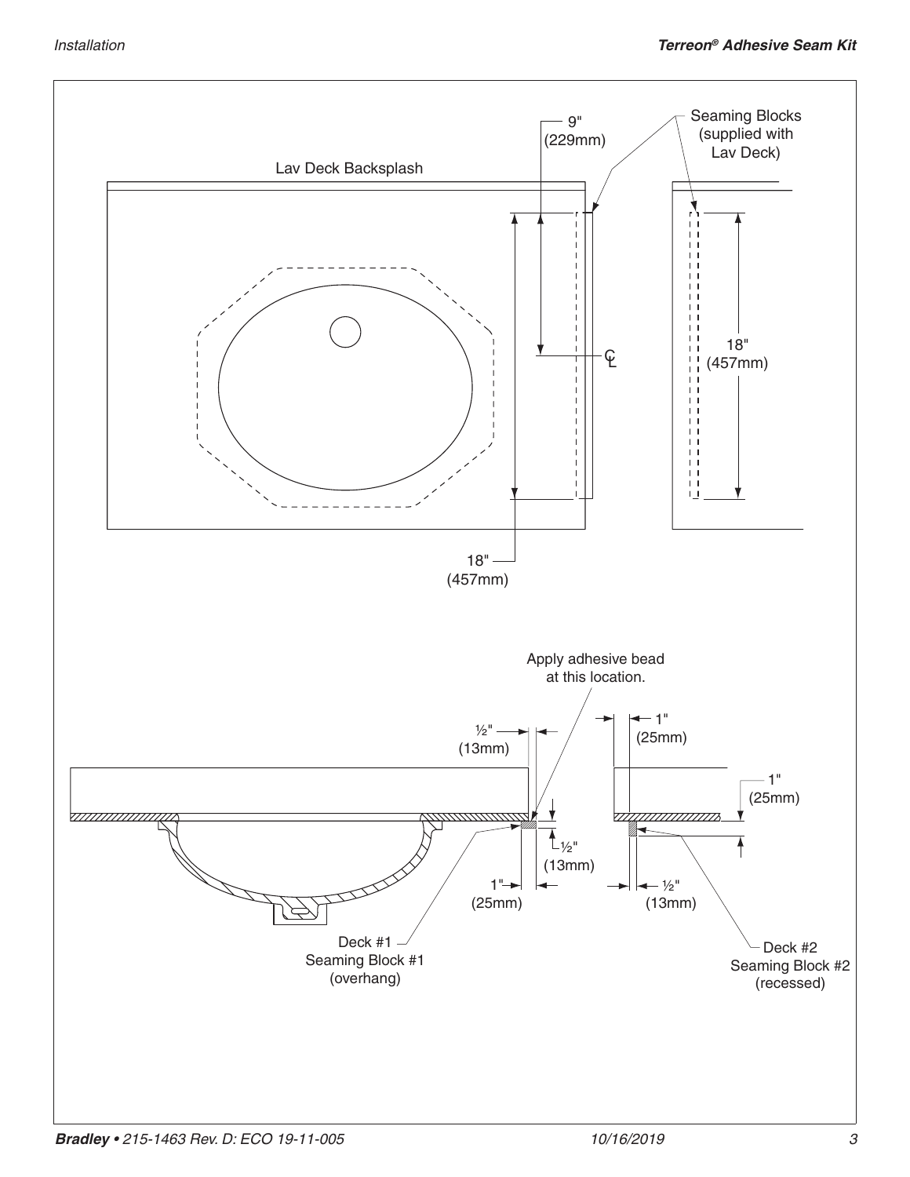Lav Deck Backsplash

9"
(229mm)

Seaming Blocks
(supplied with
Lav Deck)

18"
(457mm)

18"
(457mm)

Apply adhesive bead
at this location.

½"
(13mm)

1"
(25mm)

1"
(25mm)

½"
(13mm)

1"
(25mm)

½"
(13mm)

Deck #1
Seaming Block #1
(overhang)

Deck #2
Seaming Block #2
(recessed)